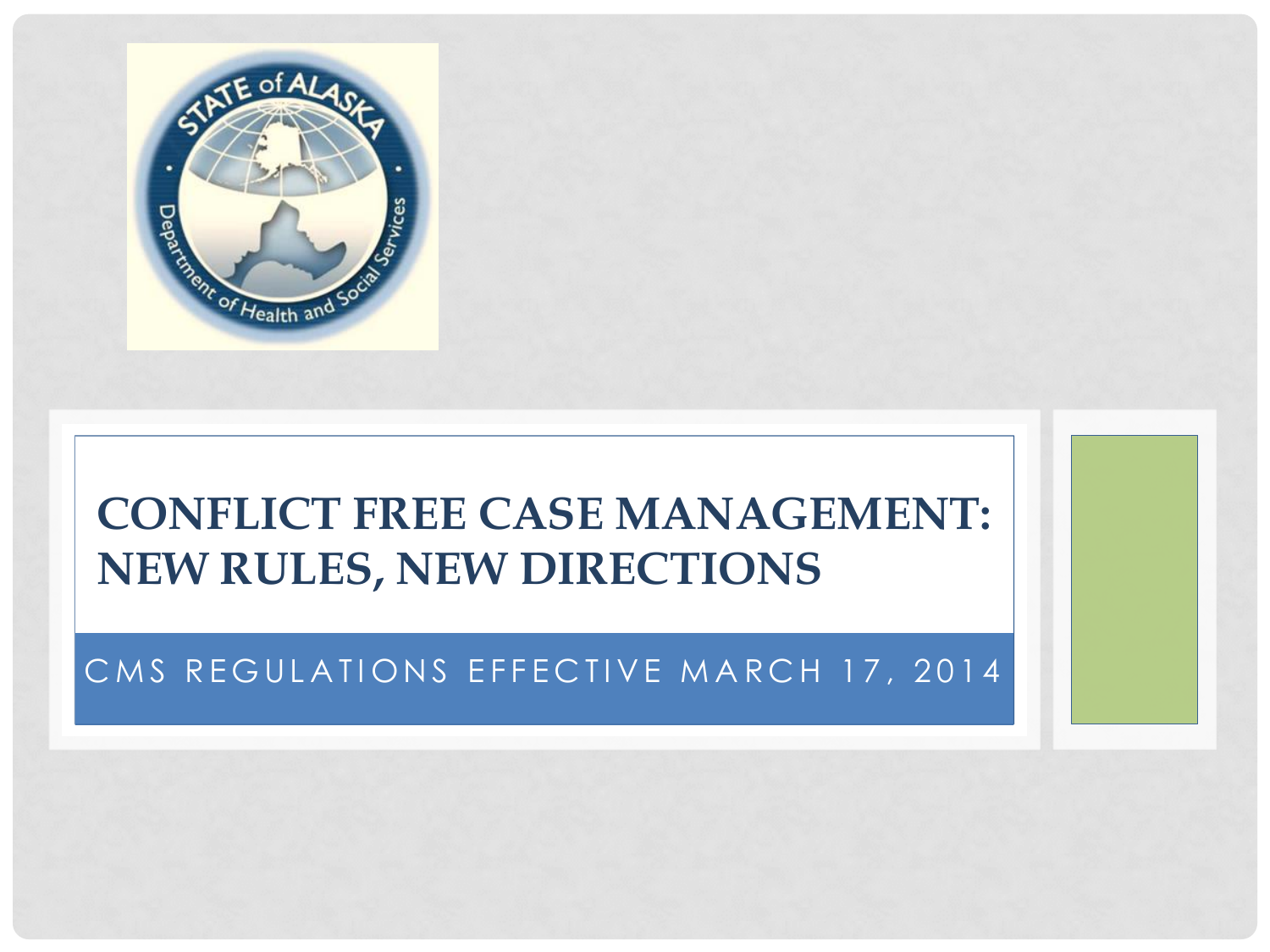# CONFLICT FREE CASE MANAGEMENT: NEW RULES, NEW DIRECTIONS

CMS REGULATIONS EFFECTIVE MARCH 17, 2014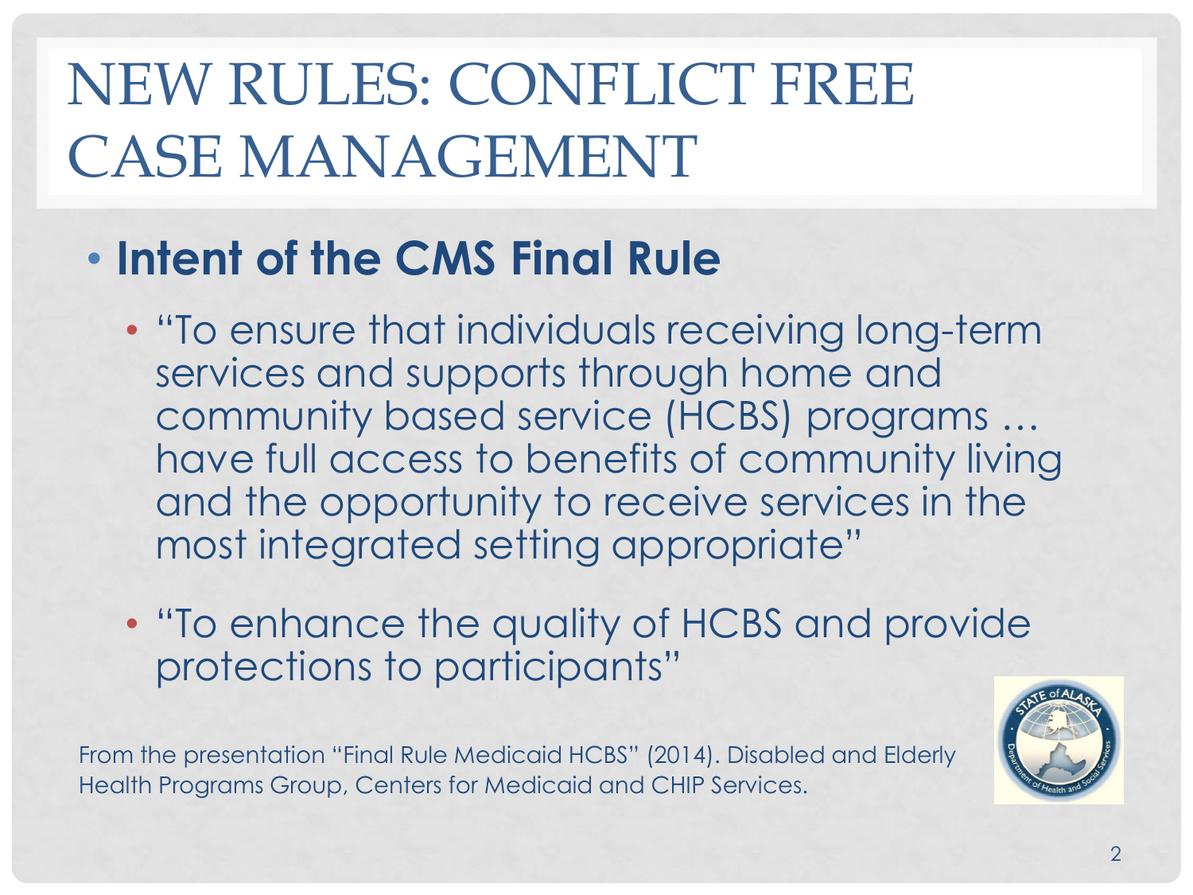# NEW RULES: CONFLICT FREE CASE MANAGEMENT

- **Intent of the CMS Final Rule**
  - "To ensure that individuals receiving long-term services and supports through home and community based service (HCBS) programs … have full access to benefits of community living and the opportunity to receive services in the most integrated setting appropriate"
  - "To enhance the quality of HCBS and provide protections to participants"

From the presentation "Final Rule Medicaid HCBS" (2014). Disabled and Elderly Health Programs Group, Centers for Medicaid and CHIP Services.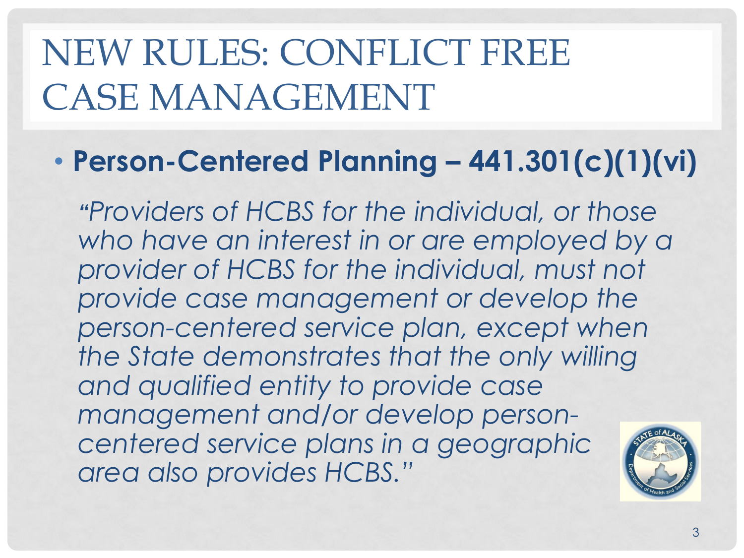# NEW RULES: CONFLICT FREE CASE MANAGEMENT

- **Person-Centered Planning – 441.301(c)(1)(vi)**

*"Providers of HCBS for the individual, or those who have an interest in or are employed by a provider of HCBS for the individual, must not provide case management or develop the person-centered service plan, except when the State demonstrates that the only willing and qualified entity to provide case management and/or develop person-centered service plans in a geographic area also provides HCBS."*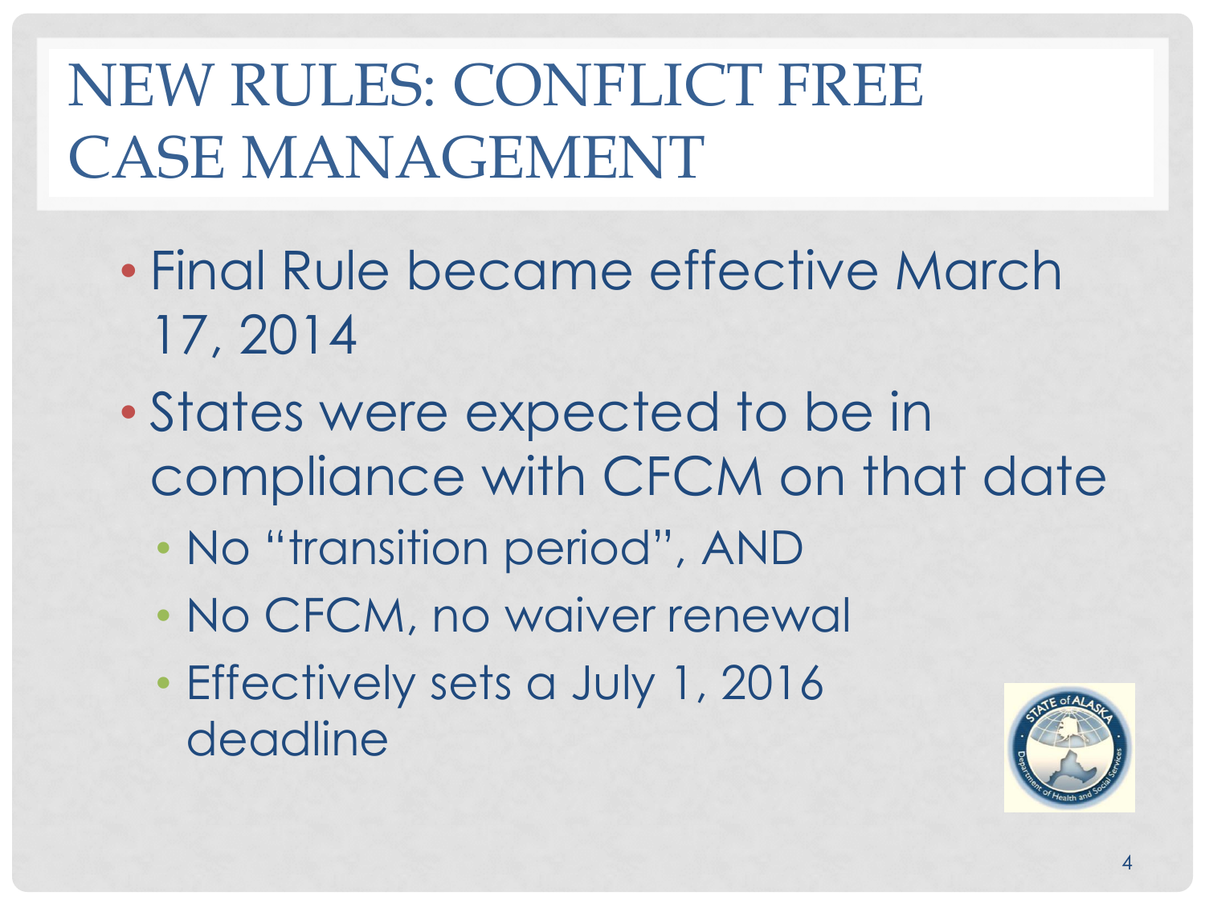# NEW RULES: CONFLICT FREE CASE MANAGEMENT

- Final Rule became effective March 17, 2014
- States were expected to be in compliance with CFCM on that date
  - No "transition period", AND
  - No CFCM, no waiver renewal
  - Effectively sets a July 1, 2016 deadline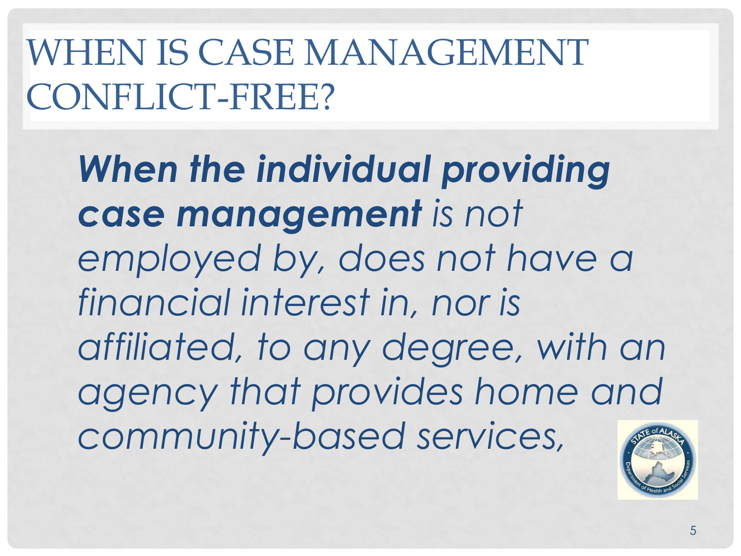# WHEN IS CASE MANAGEMENT CONFLICT-FREE?

***When the individual providing case management*** *is not employed by, does not have a financial interest in, nor is affiliated, to any degree, with an agency that provides home and community-based services,*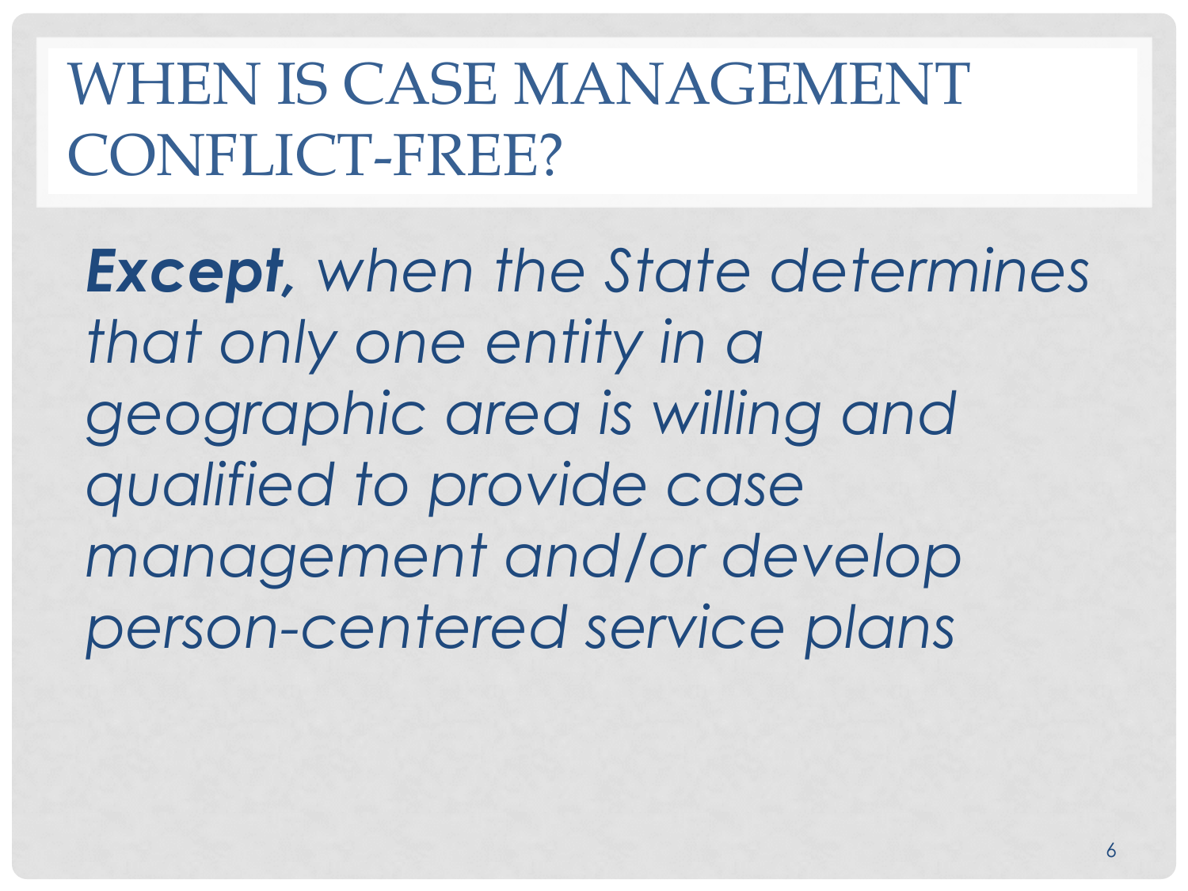# WHEN IS CASE MANAGEMENT CONFLICT-FREE?

***Except**, when the State determines that only one entity in a geographic area is willing and qualified to provide case management and/or develop person-centered service plans*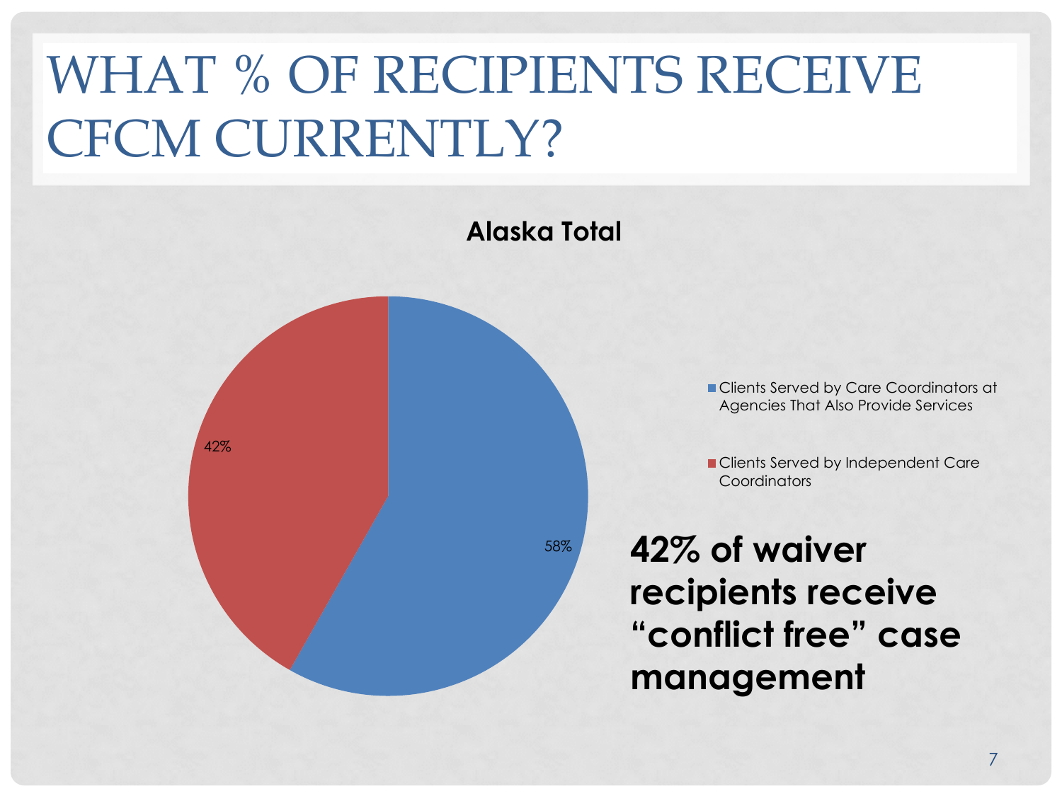# WHAT % OF RECIPIENTS RECEIVE CFCM CURRENTLY?

**Alaska Total**

| Category | % |
| --- | --- |
| Clients Served by Care Coordinators at Agencies That Also Provide Services | 58% |
| Clients Served by Independent Care Coordinators | 42% |

**42% of waiver recipients receive "conflict free" case management**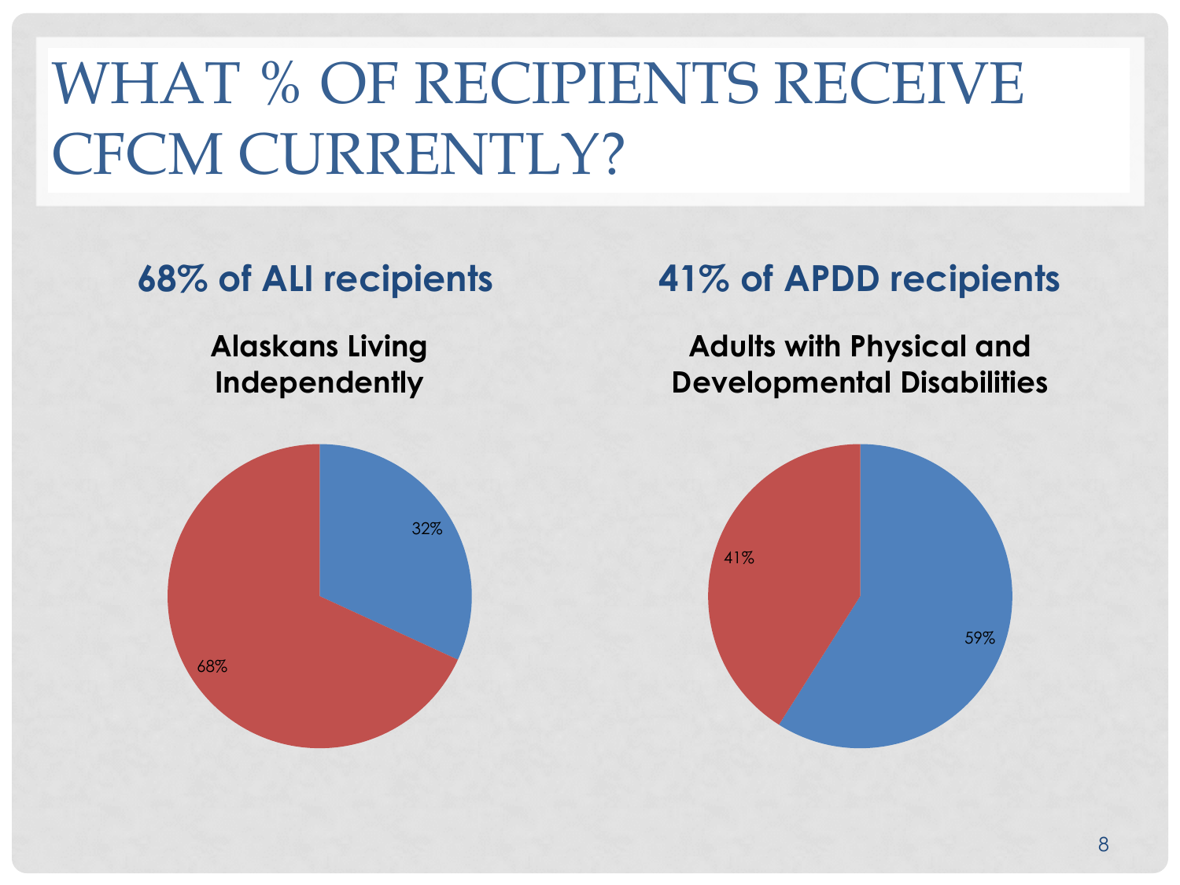# WHAT % OF RECIPIENTS RECEIVE CFCM CURRENTLY?

## 68% of ALI recipients

**Alaskans Living Independently**

32%

68%

## 41% of APDD recipients

**Adults with Physical and Developmental Disabilities**

41%

59%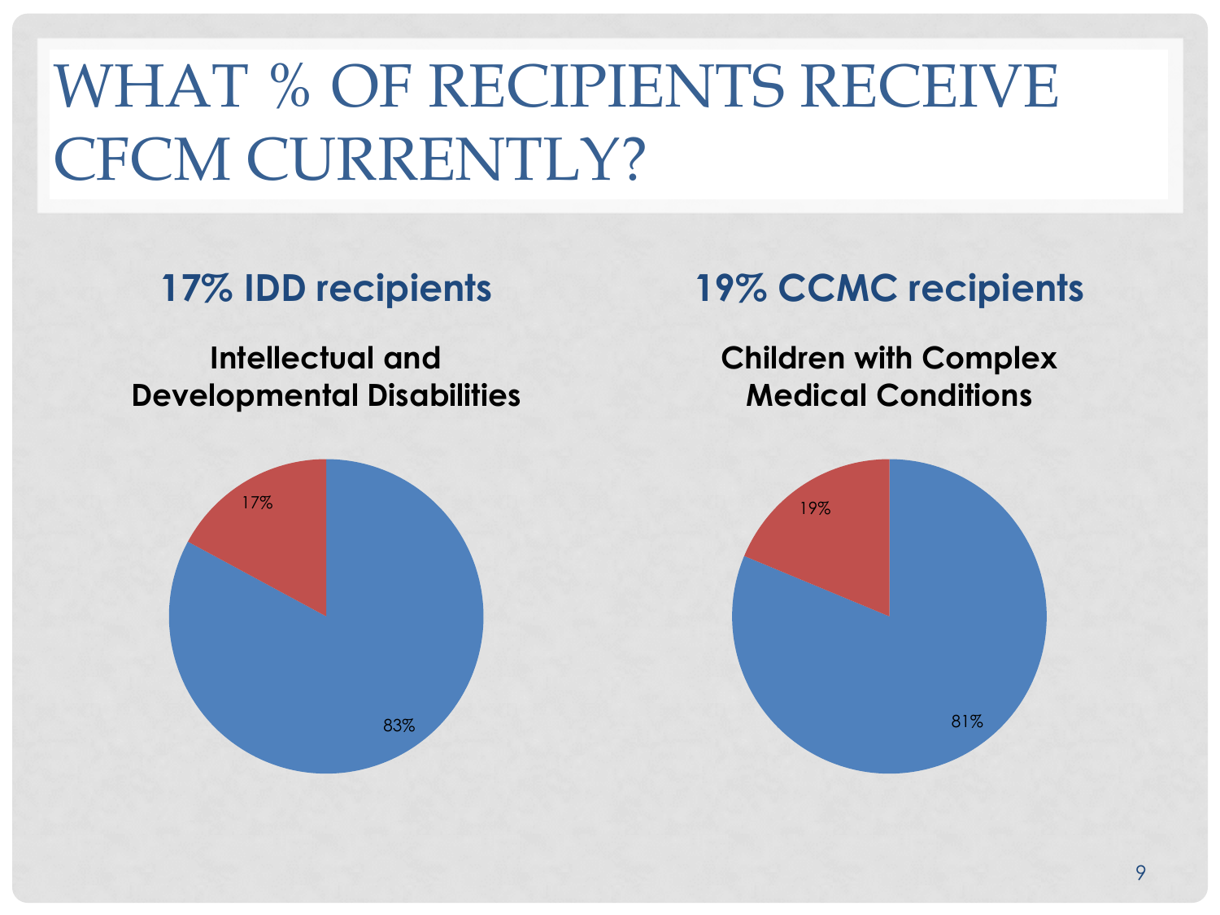# WHAT % OF RECIPIENTS RECEIVE CFCM CURRENTLY?

## 17% IDD recipients

**Intellectual and Developmental Disabilities**

17%

83%

## 19% CCMC recipients

**Children with Complex Medical Conditions**

19%

81%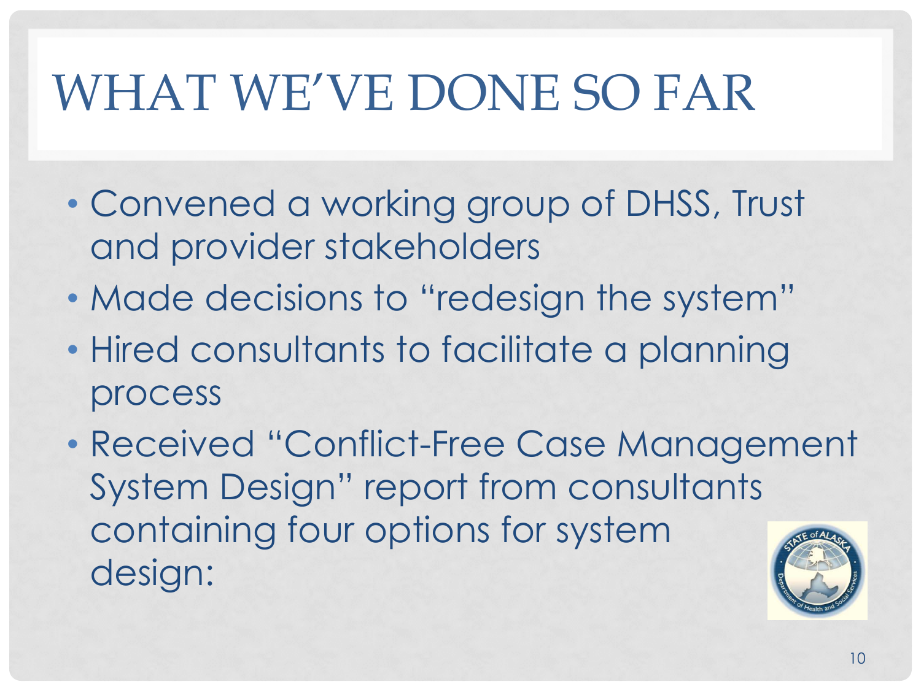# WHAT WE'VE DONE SO FAR

- Convened a working group of DHSS, Trust and provider stakeholders
- Made decisions to "redesign the system"
- Hired consultants to facilitate a planning process
- Received "Conflict-Free Case Management System Design" report from consultants containing four options for system design: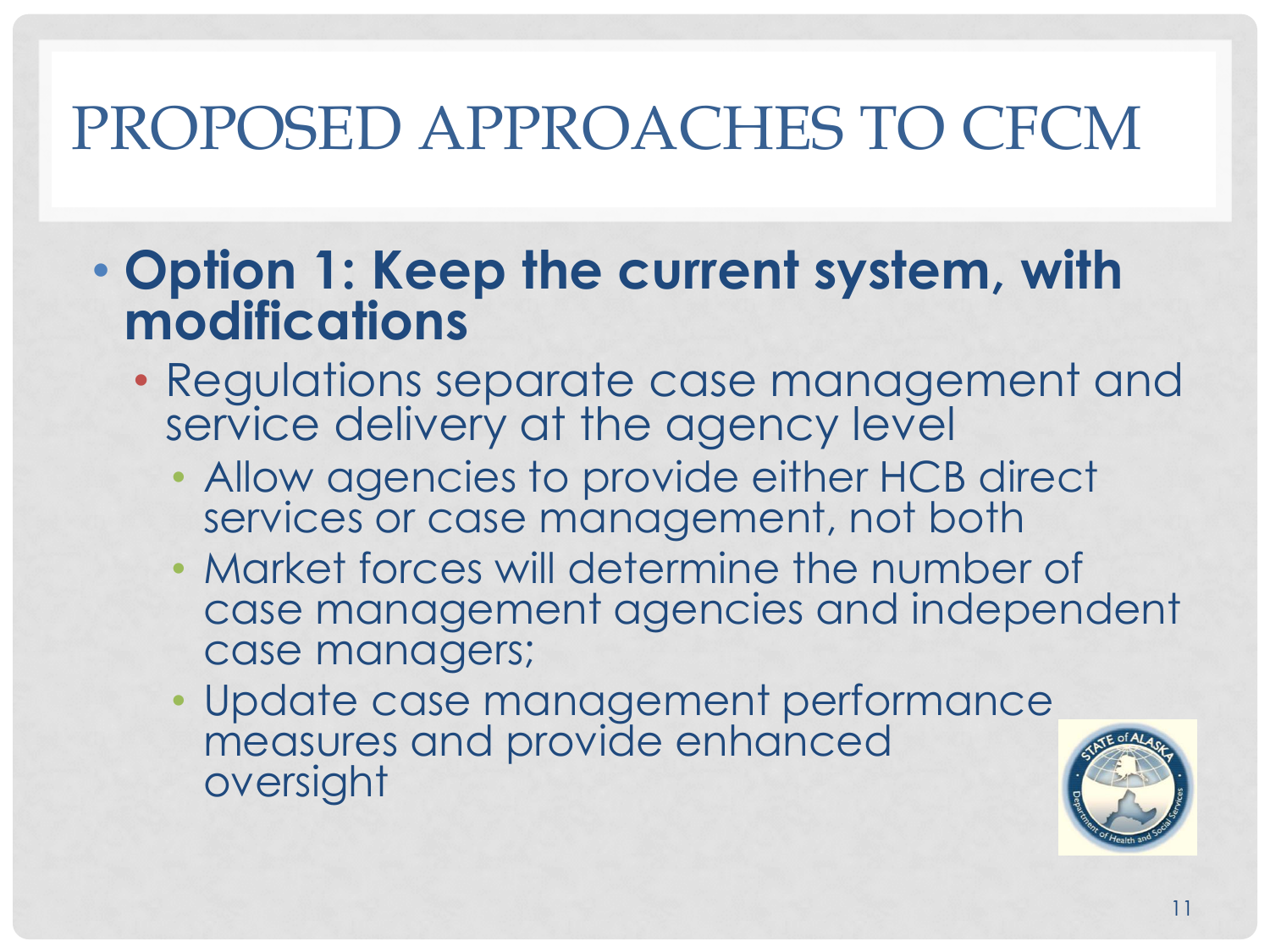# PROPOSED APPROACHES TO CFCM

- **Option 1: Keep the current system, with modifications**
  - Regulations separate case management and service delivery at the agency level
    - Allow agencies to provide either HCB direct services or case management, not both
    - Market forces will determine the number of case management agencies and independent case managers;
    - Update case management performance measures and provide enhanced oversight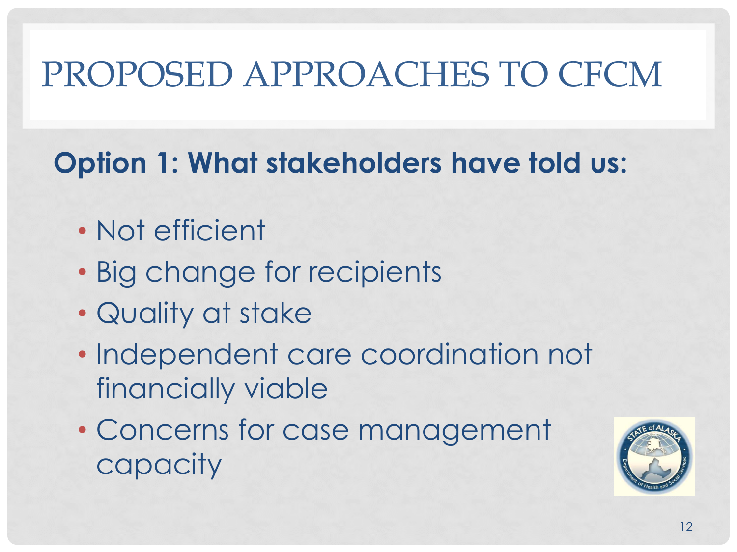# PROPOSED APPROACHES TO CFCM

**Option 1: What stakeholders have told us:**

- Not efficient
- Big change for recipients
- Quality at stake
- Independent care coordination not financially viable
- Concerns for case management capacity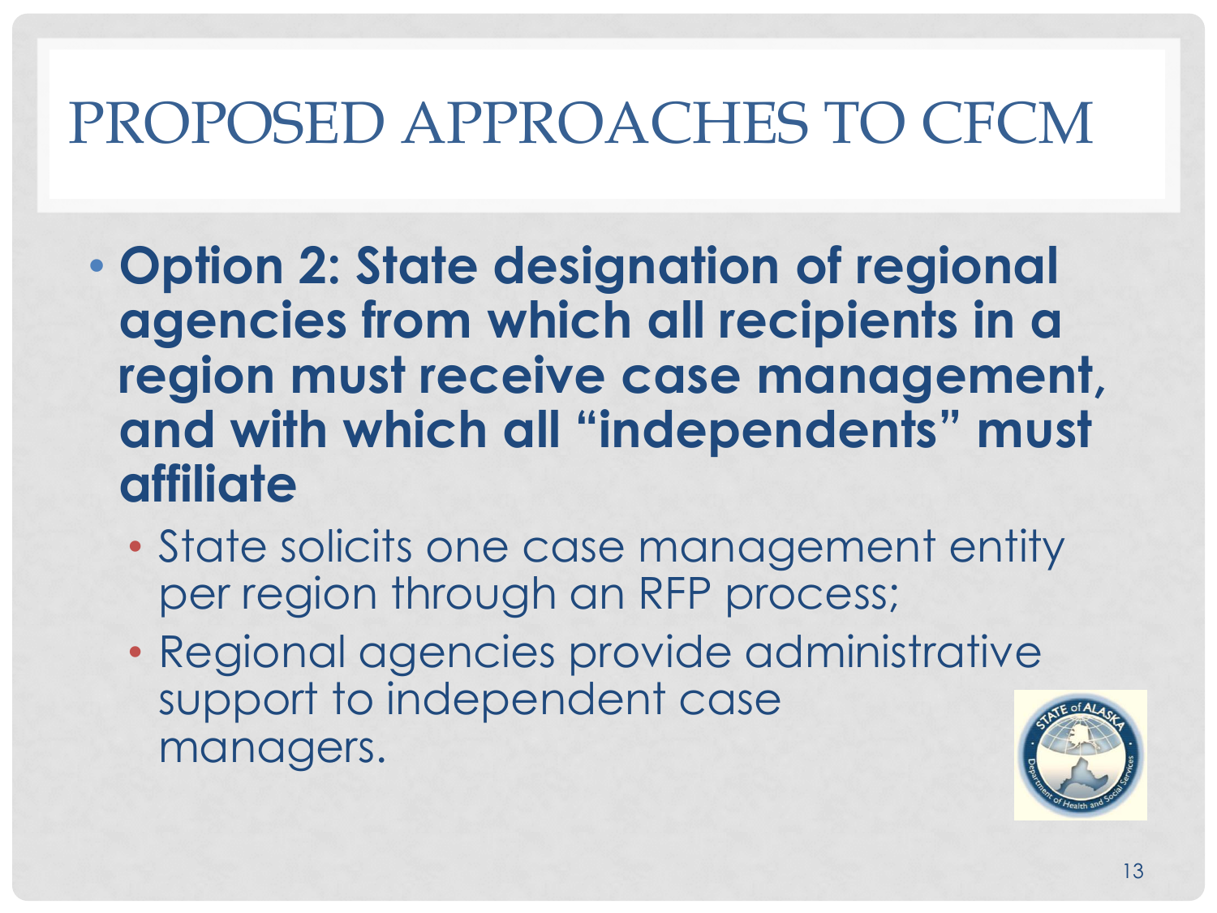# PROPOSED APPROACHES TO CFCM

- **Option 2: State designation of regional agencies from which all recipients in a region must receive case management, and with which all "independents" must affiliate**
  - State solicits one case management entity per region through an RFP process;
  - Regional agencies provide administrative support to independent case managers.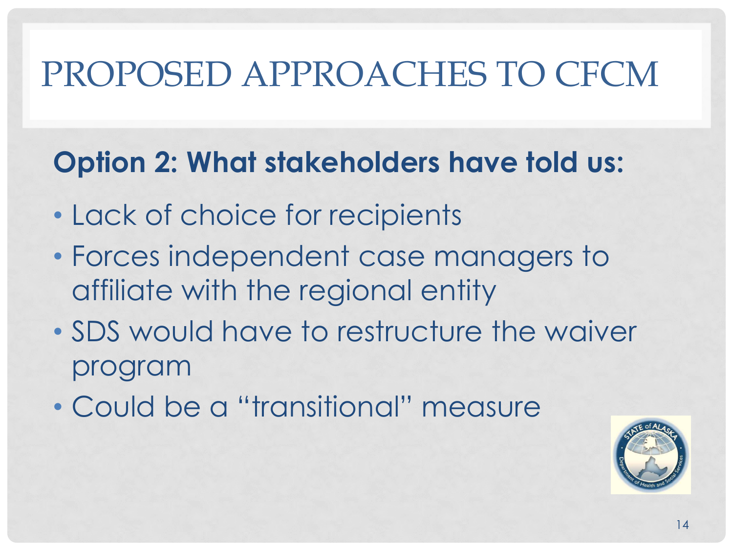# PROPOSED APPROACHES TO CFCM

**Option 2: What stakeholders have told us:**

- Lack of choice for recipients
- Forces independent case managers to affiliate with the regional entity
- SDS would have to restructure the waiver program
- Could be a "transitional" measure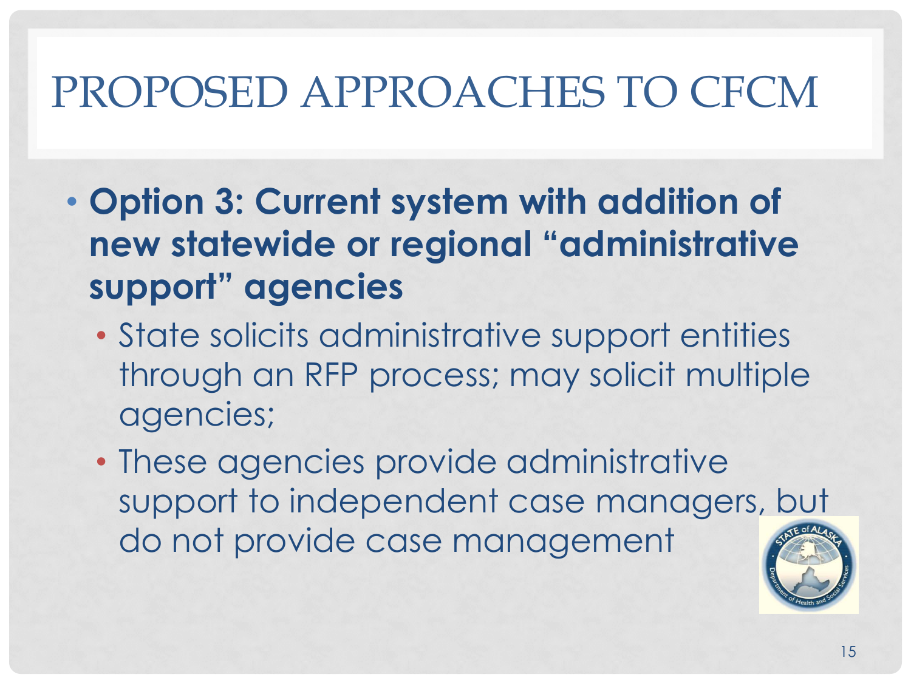# PROPOSED APPROACHES TO CFCM

- **Option 3: Current system with addition of new statewide or regional "administrative support" agencies**
  - State solicits administrative support entities through an RFP process; may solicit multiple agencies;
  - These agencies provide administrative support to independent case managers, but do not provide case management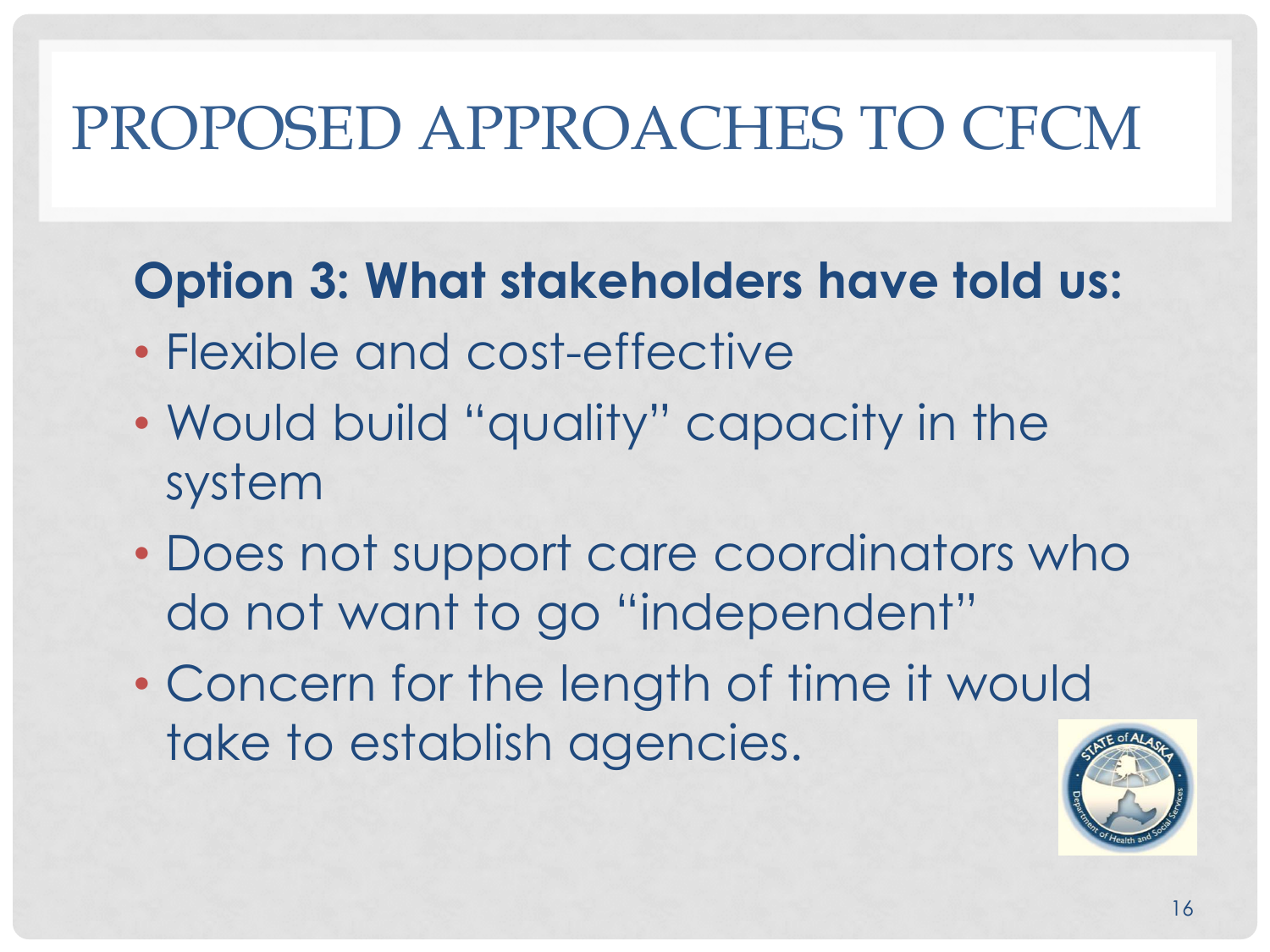# PROPOSED APPROACHES TO CFCM

**Option 3: What stakeholders have told us:**

- Flexible and cost-effective
- Would build "quality" capacity in the system
- Does not support care coordinators who do not want to go "independent"
- Concern for the length of time it would take to establish agencies.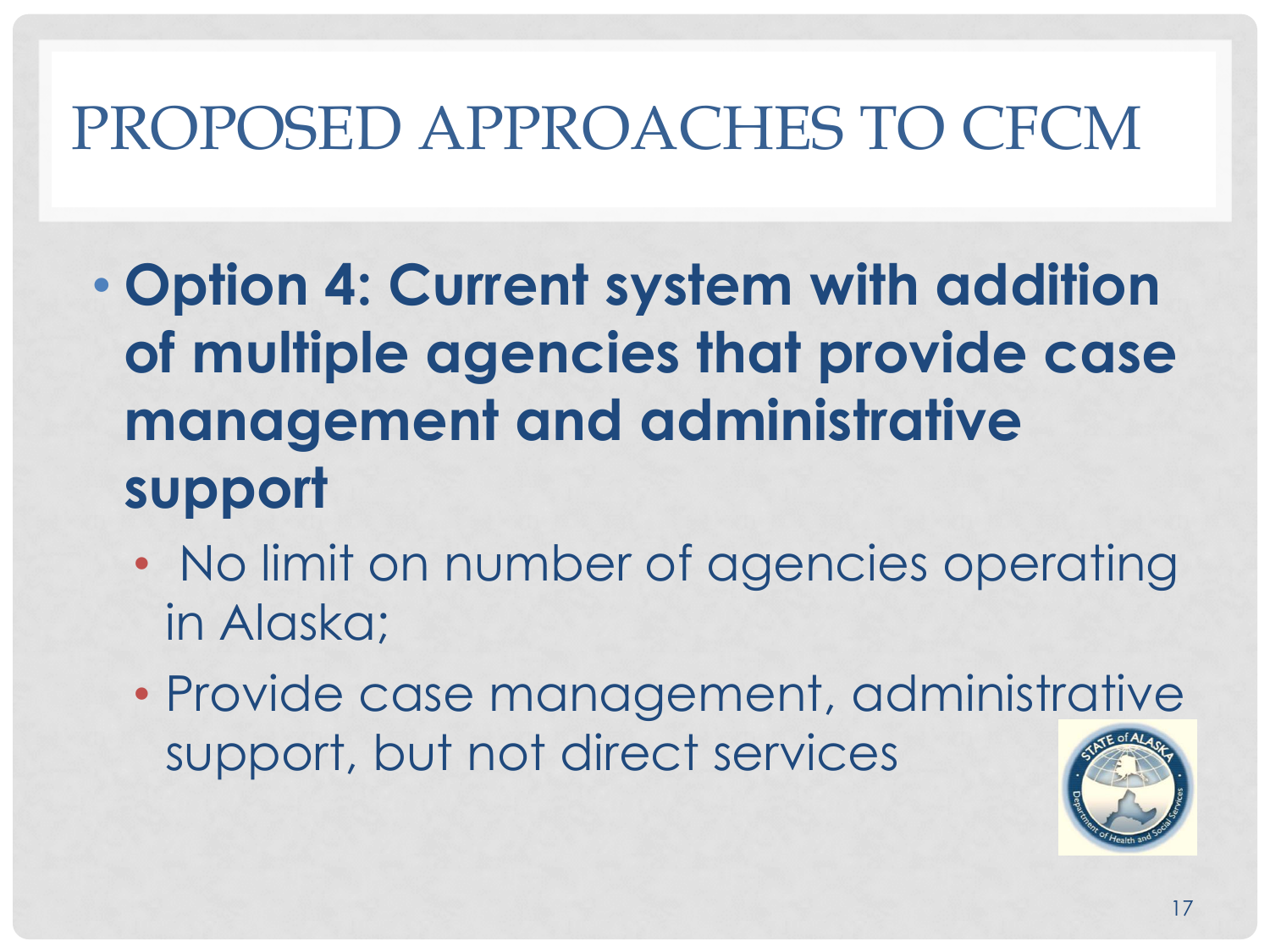# PROPOSED APPROACHES TO CFCM

- **Option 4: Current system with addition of multiple agencies that provide case management and administrative support**
  - No limit on number of agencies operating in Alaska;
  - Provide case management, administrative support, but not direct services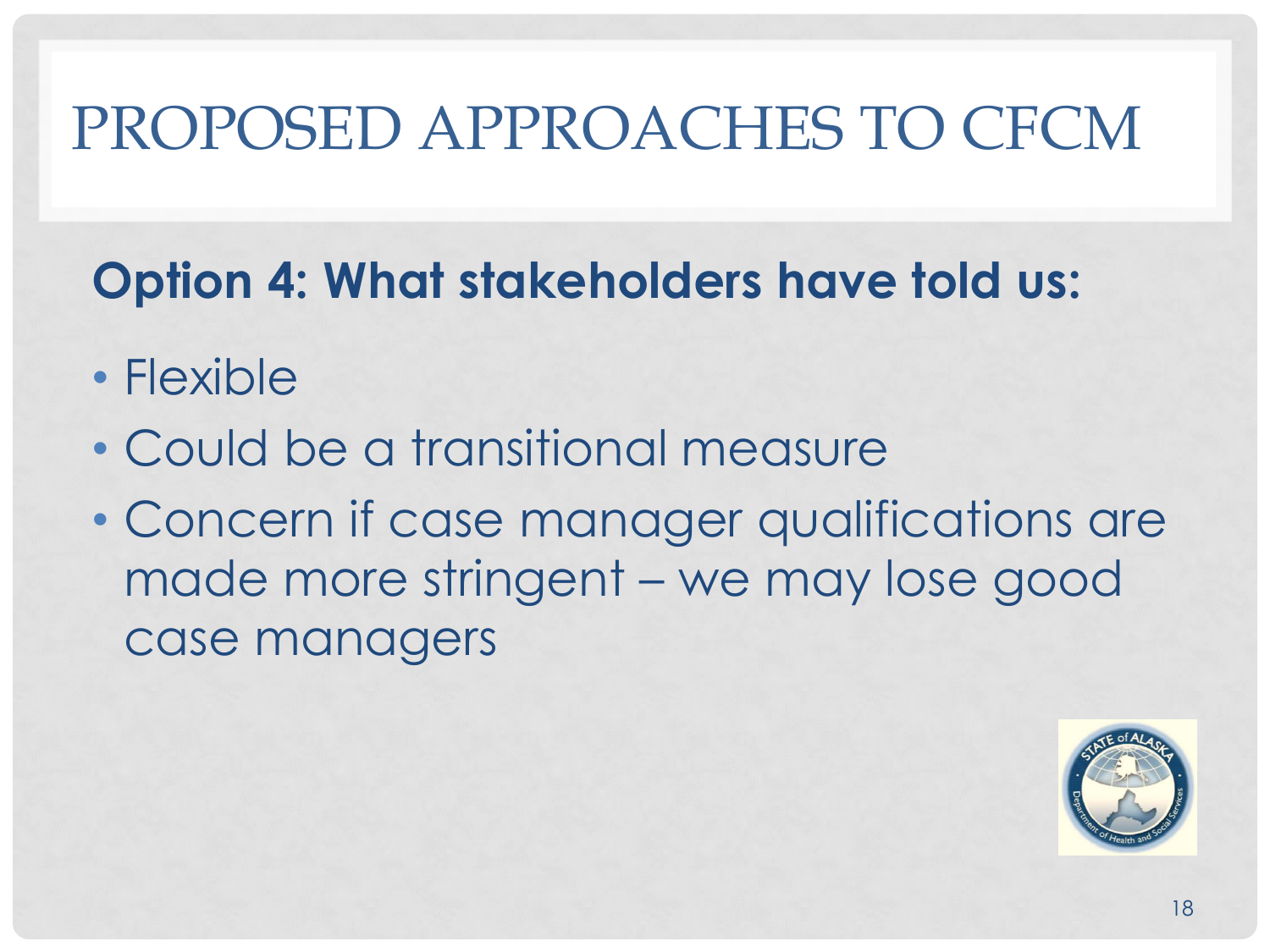# PROPOSED APPROACHES TO CFCM

**Option 4: What stakeholders have told us:**

- Flexible
- Could be a transitional measure
- Concern if case manager qualifications are made more stringent – we may lose good case managers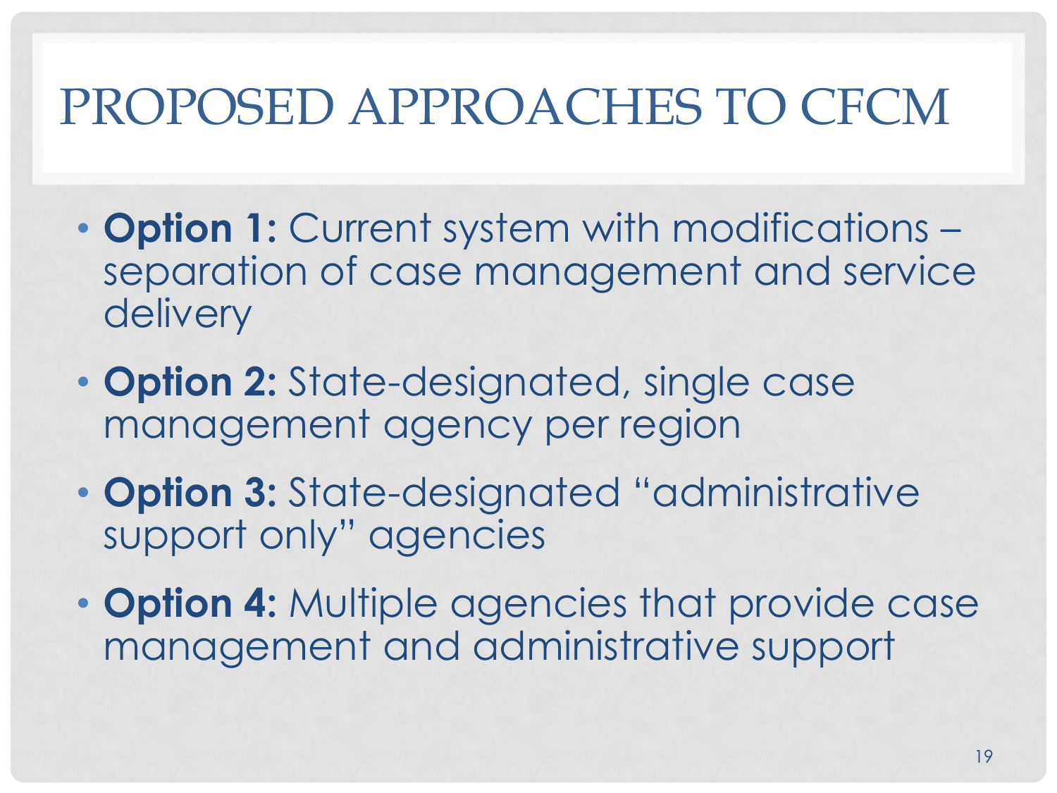# PROPOSED APPROACHES TO CFCM

- **Option 1:** Current system with modifications – separation of case management and service delivery
- **Option 2:** State-designated, single case management agency per region
- **Option 3:** State-designated "administrative support only" agencies
- **Option 4:** Multiple agencies that provide case management and administrative support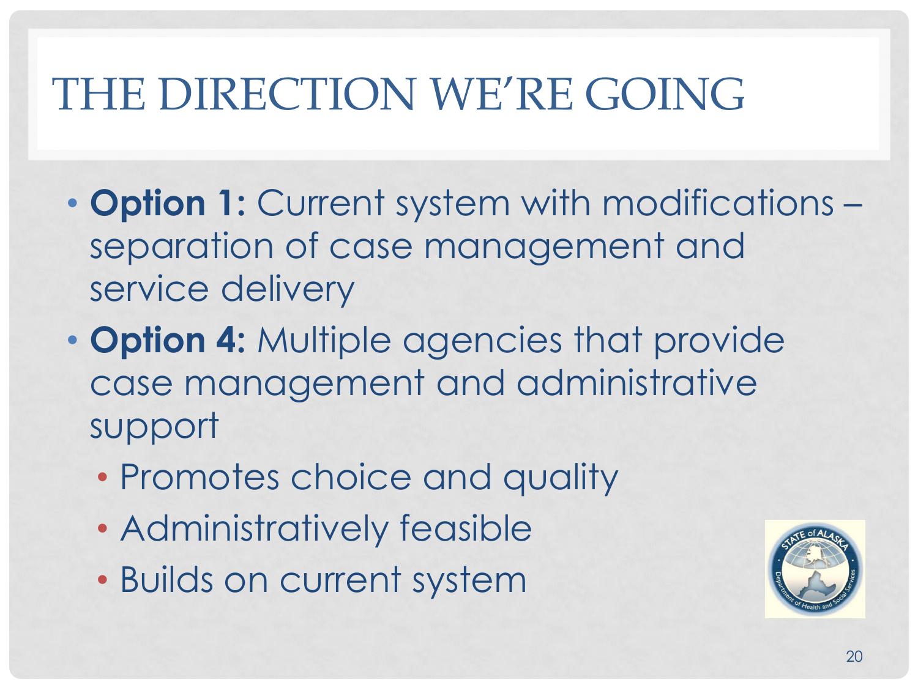# THE DIRECTION WE'RE GOING

- **Option 1:** Current system with modifications – separation of case management and service delivery
- **Option 4:** Multiple agencies that provide case management and administrative support
  - Promotes choice and quality
  - Administratively feasible
  - Builds on current system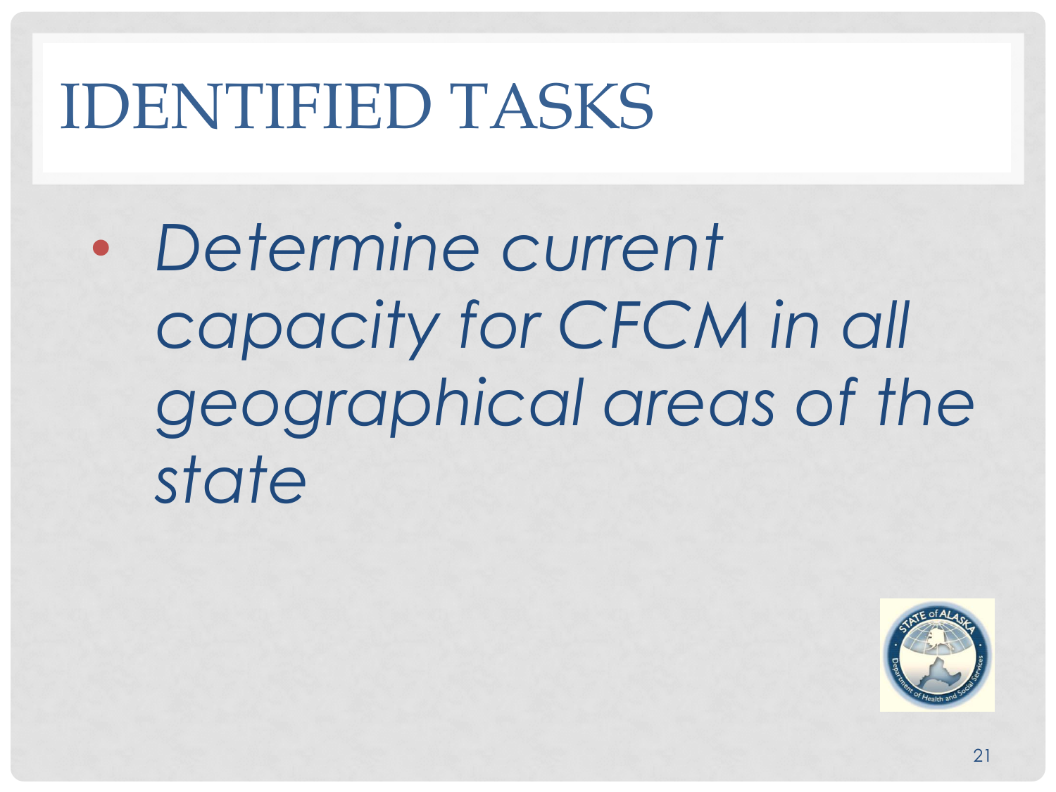# IDENTIFIED TASKS

- *Determine current capacity for CFCM in all geographical areas of the state*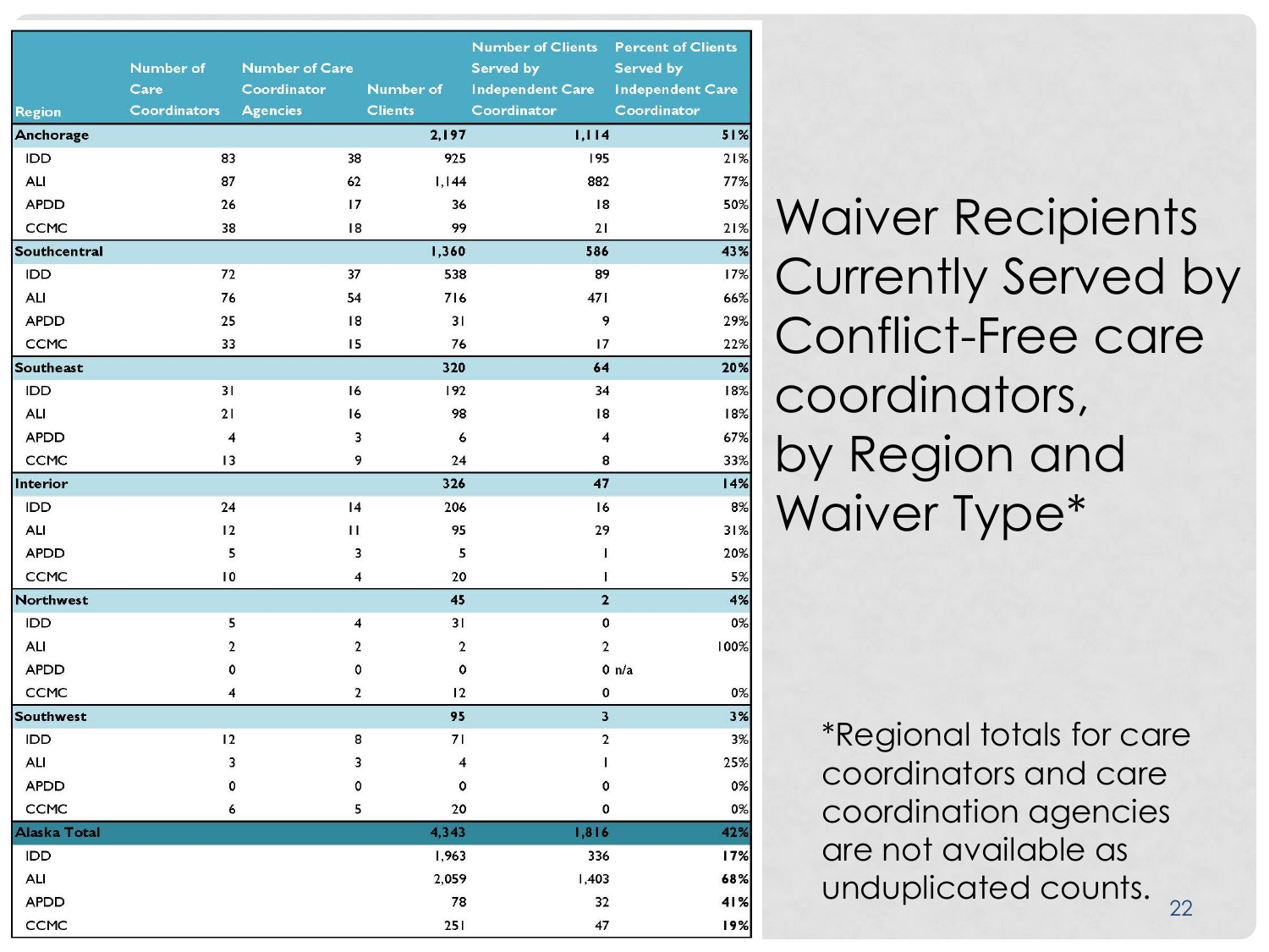# Waiver Recipients Currently Served by Conflict-Free care coordinators, by Region and Waiver Type*

| Region | Number of Care Coordinators | Number of Care Coordinator Agencies | Number of Clients | Number of Clients Served by Independent Care Coordinator | Percent of Clients Served by Independent Care Coordinator |
|---|---|---|---|---|---|
| **Anchorage** | | | **2,197** | **1,114** | **51%** |
| IDD | 83 | 38 | 925 | 195 | 21% |
| ALI | 87 | 62 | 1,144 | 882 | 77% |
| APDD | 26 | 17 | 36 | 18 | 50% |
| CCMC | 38 | 18 | 99 | 21 | 21% |
| **Southcentral** | | | **1,360** | **586** | **43%** |
| IDD | 72 | 37 | 538 | 89 | 17% |
| ALI | 76 | 54 | 716 | 471 | 66% |
| APDD | 25 | 18 | 31 | 9 | 29% |
| CCMC | 33 | 15 | 76 | 17 | 22% |
| **Southeast** | | | **320** | **64** | **20%** |
| IDD | 31 | 16 | 192 | 34 | 18% |
| ALI | 21 | 16 | 98 | 18 | 18% |
| APDD | 4 | 3 | 6 | 4 | 67% |
| CCMC | 13 | 9 | 24 | 8 | 33% |
| **Interior** | | | **326** | **47** | **14%** |
| IDD | 24 | 14 | 206 | 16 | 8% |
| ALI | 12 | 11 | 95 | 29 | 31% |
| APDD | 5 | 3 | 5 | 1 | 20% |
| CCMC | 10 | 4 | 20 | 1 | 5% |
| **Northwest** | | | **45** | **2** | **4%** |
| IDD | 5 | 4 | 31 | 0 | 0% |
| ALI | 2 | 2 | 2 | 2 | 100% |
| APDD | 0 | 0 | 0 | 0 | n/a |
| CCMC | 4 | 2 | 12 | 0 | 0% |
| **Southwest** | | | **95** | **3** | **3%** |
| IDD | 12 | 8 | 71 | 2 | 3% |
| ALI | 3 | 3 | 4 | 1 | 25% |
| APDD | 0 | 0 | 0 | 0 | 0% |
| CCMC | 6 | 5 | 20 | 0 | 0% |
| **Alaska Total** | | | **4,343** | **1,816** | **42%** |
| IDD | | | 1,963 | 336 | **17%** |
| ALI | | | 2,059 | 1,403 | **68%** |
| APDD | | | 78 | 32 | **41%** |
| CCMC | | | 251 | 47 | **19%** |

*Regional totals for care coordinators and care coordination agencies are not available as unduplicated counts.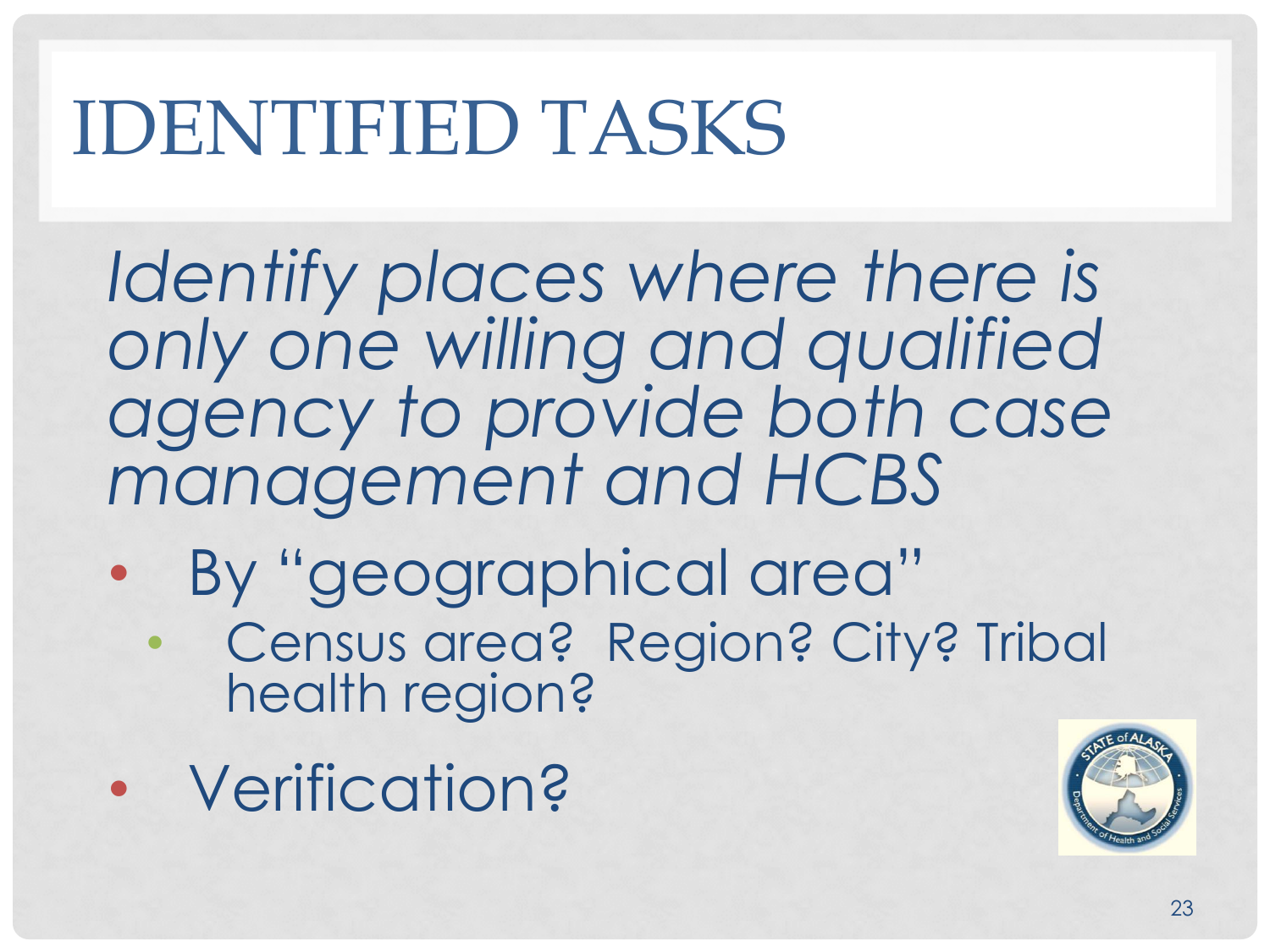# IDENTIFIED TASKS

*Identify places where there is only one willing and qualified agency to provide both case management and HCBS*

- By "geographical area"
  - Census area? Region? City? Tribal health region?
- Verification?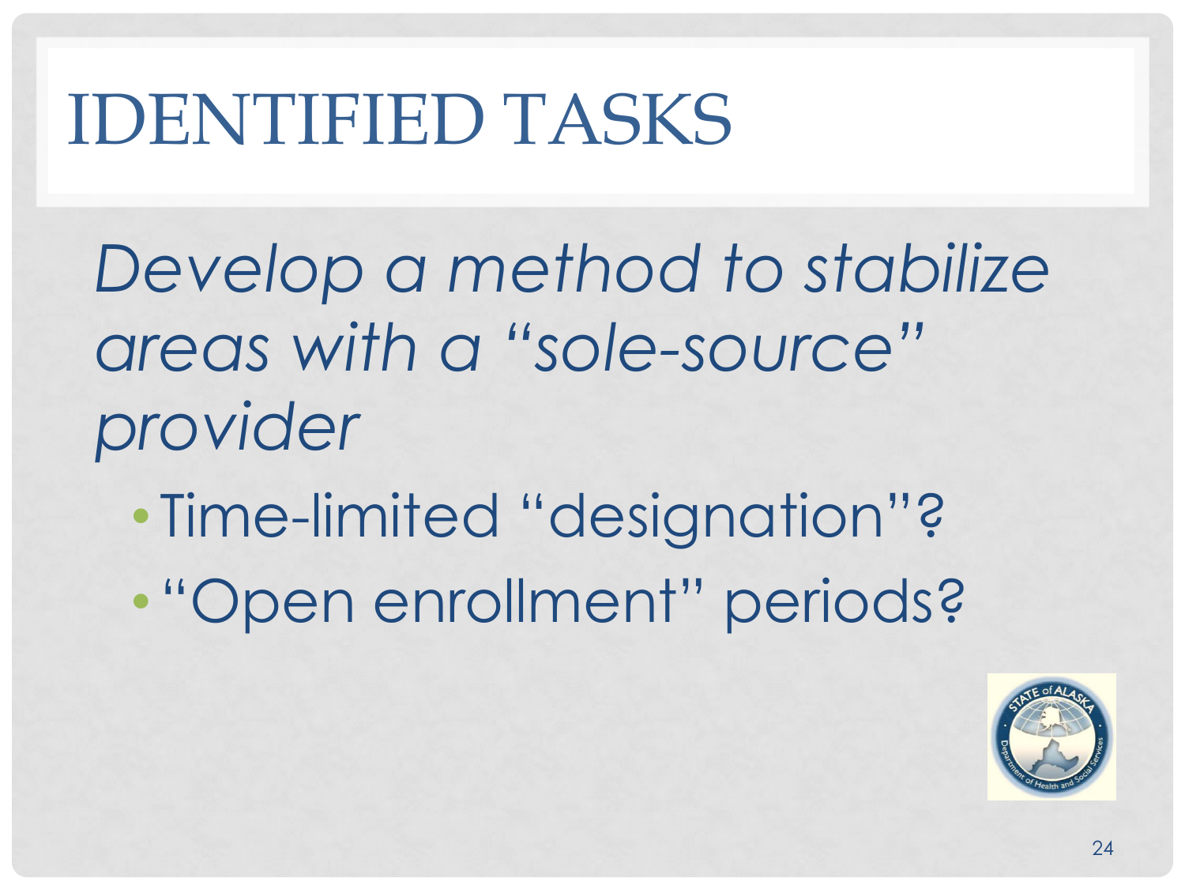# IDENTIFIED TASKS

*Develop a method to stabilize areas with a "sole-source" provider*

- Time-limited "designation"?
- "Open enrollment" periods?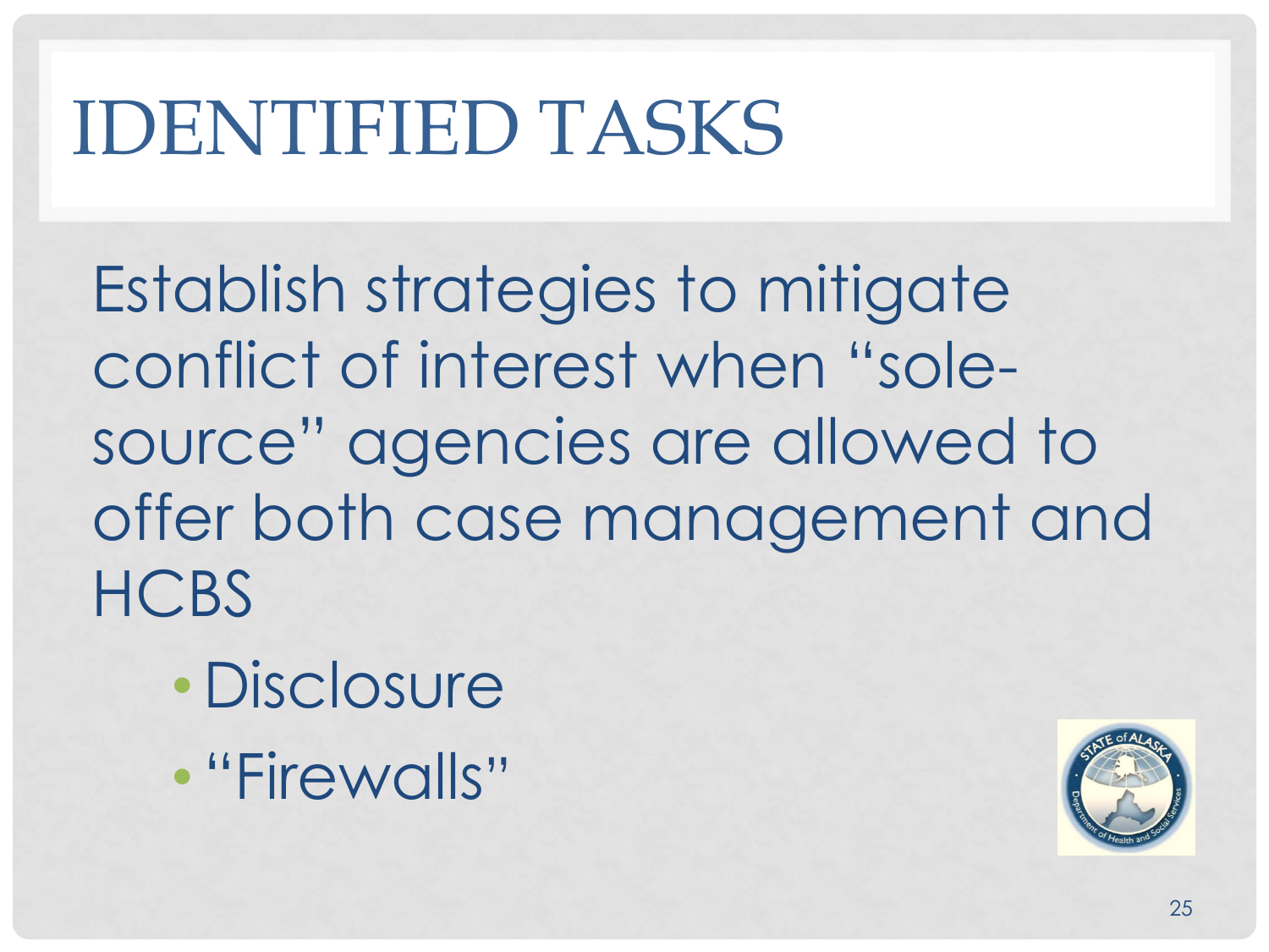# IDENTIFIED TASKS

Establish strategies to mitigate conflict of interest when "sole-source" agencies are allowed to offer both case management and HCBS

- Disclosure
- "Firewalls"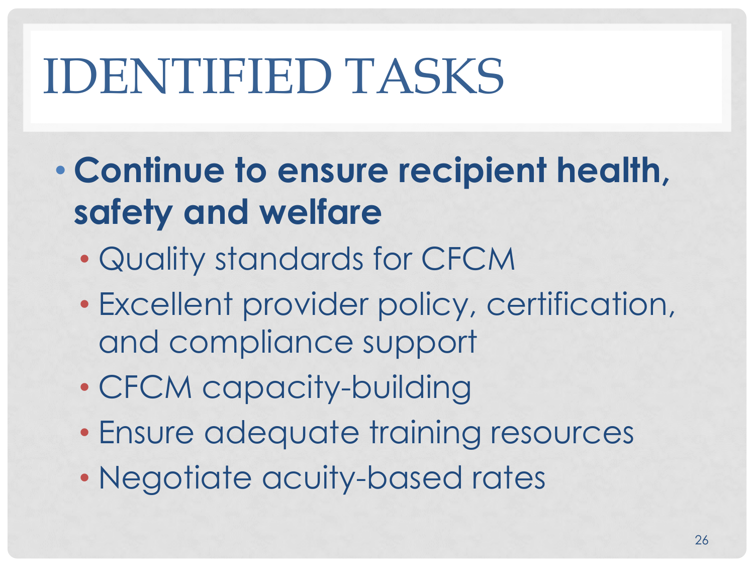# IDENTIFIED TASKS

- **Continue to ensure recipient health, safety and welfare**
  - Quality standards for CFCM
  - Excellent provider policy, certification, and compliance support
  - CFCM capacity-building
  - Ensure adequate training resources
  - Negotiate acuity-based rates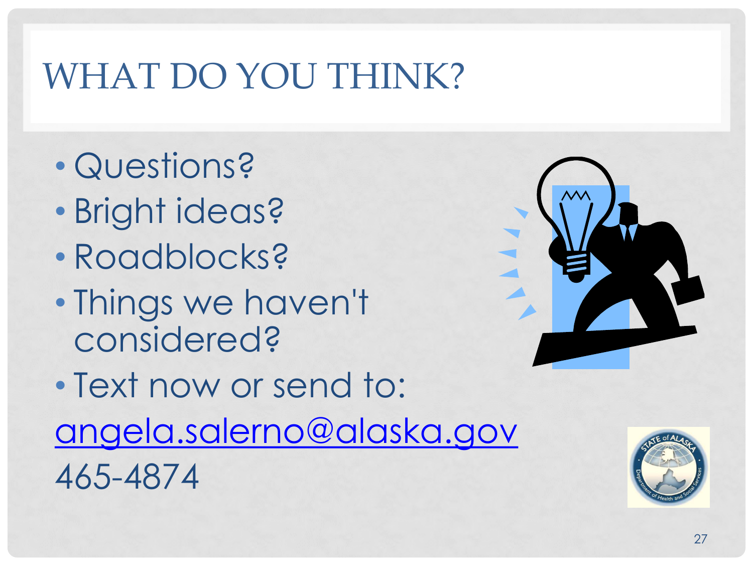# WHAT DO YOU THINK?

- Questions?
- Bright ideas?
- Roadblocks?
- Things we haven't considered?
- Text now or send to:

angela.salerno@alaska.gov

465-4874